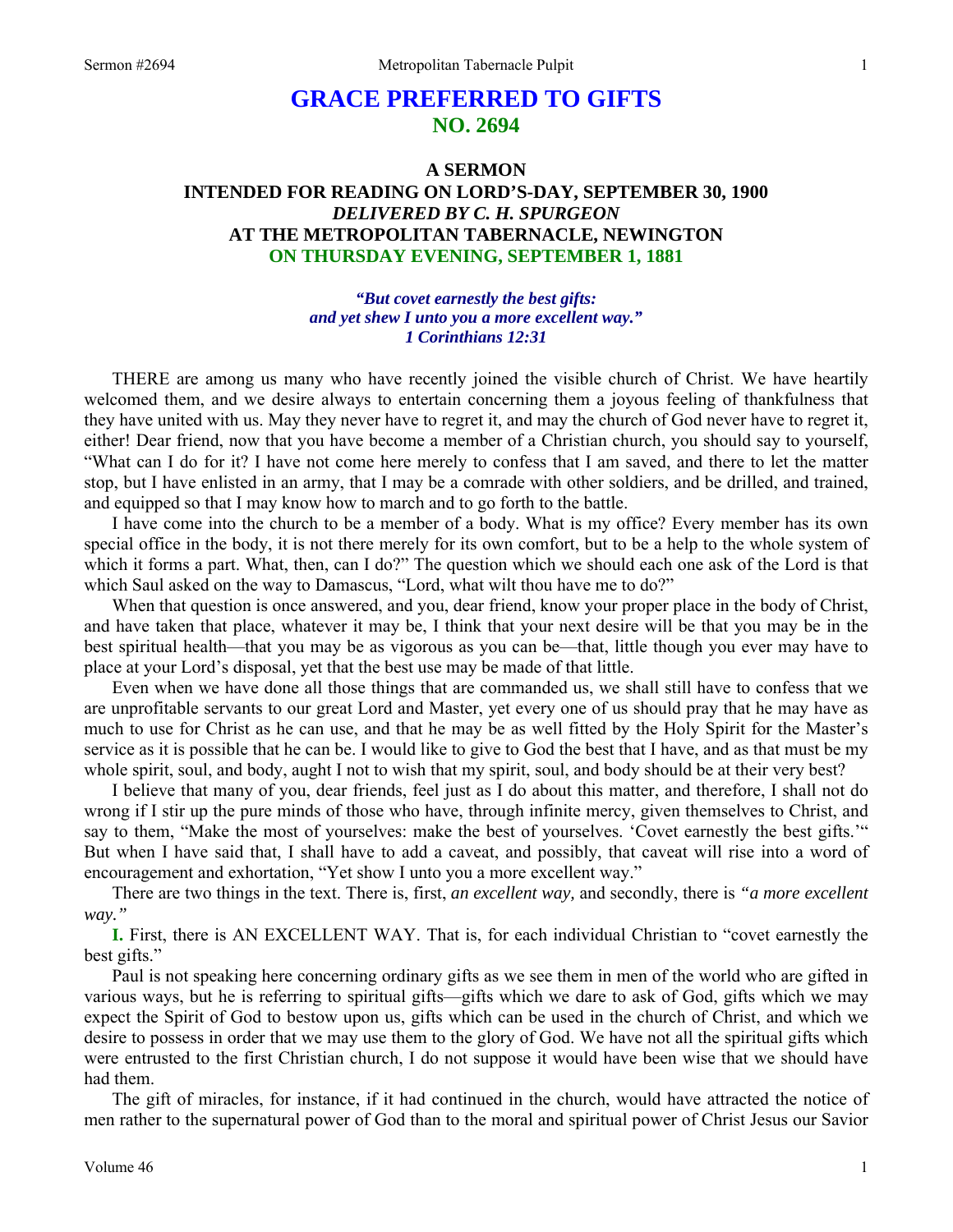# GRACE PREFERRED TO GIFTS
## NO. 2694

### A SERMON
### INTENDED FOR READING ON LORD'S-DAY, SEPTEMBER 30, 1900
### *DELIVERED BY C. H. SPURGEON*
### AT THE METROPOLITAN TABERNACLE, NEWINGTON
### ON THURSDAY EVENING, SEPTEMBER 1, 1881

*"But covet earnestly the best gifts: and yet shew I unto you a more excellent way." 1 Corinthians 12:31*

THERE are among us many who have recently joined the visible church of Christ. We have heartily welcomed them, and we desire always to entertain concerning them a joyous feeling of thankfulness that they have united with us. May they never have to regret it, and may the church of God never have to regret it, either! Dear friend, now that you have become a member of a Christian church, you should say to yourself, "What can I do for it? I have not come here merely to confess that I am saved, and there to let the matter stop, but I have enlisted in an army, that I may be a comrade with other soldiers, and be drilled, and trained, and equipped so that I may know how to march and to go forth to the battle.

I have come into the church to be a member of a body. What is my office? Every member has its own special office in the body, it is not there merely for its own comfort, but to be a help to the whole system of which it forms a part. What, then, can I do?" The question which we should each one ask of the Lord is that which Saul asked on the way to Damascus, "Lord, what wilt thou have me to do?"

When that question is once answered, and you, dear friend, know your proper place in the body of Christ, and have taken that place, whatever it may be, I think that your next desire will be that you may be in the best spiritual health—that you may be as vigorous as you can be—that, little though you ever may have to place at your Lord's disposal, yet that the best use may be made of that little.

Even when we have done all those things that are commanded us, we shall still have to confess that we are unprofitable servants to our great Lord and Master, yet every one of us should pray that he may have as much to use for Christ as he can use, and that he may be as well fitted by the Holy Spirit for the Master's service as it is possible that he can be. I would like to give to God the best that I have, and as that must be my whole spirit, soul, and body, aught I not to wish that my spirit, soul, and body should be at their very best?

I believe that many of you, dear friends, feel just as I do about this matter, and therefore, I shall not do wrong if I stir up the pure minds of those who have, through infinite mercy, given themselves to Christ, and say to them, "Make the most of yourselves: make the best of yourselves. 'Covet earnestly the best gifts.'" But when I have said that, I shall have to add a caveat, and possibly, that caveat will rise into a word of encouragement and exhortation, "Yet show I unto you a more excellent way."

There are two things in the text. There is, first, *an excellent way,* and secondly, there is *"a more excellent way."*

**I.** First, there is AN EXCELLENT WAY. That is, for each individual Christian to "covet earnestly the best gifts."

Paul is not speaking here concerning ordinary gifts as we see them in men of the world who are gifted in various ways, but he is referring to spiritual gifts—gifts which we dare to ask of God, gifts which we may expect the Spirit of God to bestow upon us, gifts which can be used in the church of Christ, and which we desire to possess in order that we may use them to the glory of God. We have not all the spiritual gifts which were entrusted to the first Christian church, I do not suppose it would have been wise that we should have had them.

The gift of miracles, for instance, if it had continued in the church, would have attracted the notice of men rather to the supernatural power of God than to the moral and spiritual power of Christ Jesus our Savior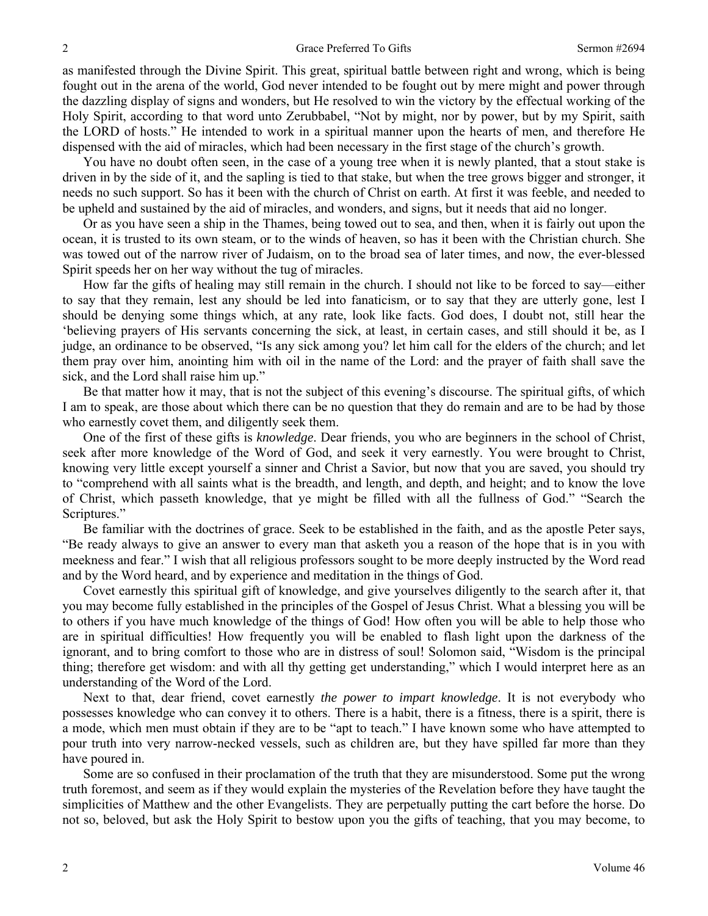as manifested through the Divine Spirit. This great, spiritual battle between right and wrong, which is being fought out in the arena of the world, God never intended to be fought out by mere might and power through the dazzling display of signs and wonders, but He resolved to win the victory by the effectual working of the Holy Spirit, according to that word unto Zerubbabel, "Not by might, nor by power, but by my Spirit, saith the LORD of hosts." He intended to work in a spiritual manner upon the hearts of men, and therefore He dispensed with the aid of miracles, which had been necessary in the first stage of the church's growth.

You have no doubt often seen, in the case of a young tree when it is newly planted, that a stout stake is driven in by the side of it, and the sapling is tied to that stake, but when the tree grows bigger and stronger, it needs no such support. So has it been with the church of Christ on earth. At first it was feeble, and needed to be upheld and sustained by the aid of miracles, and wonders, and signs, but it needs that aid no longer.

Or as you have seen a ship in the Thames, being towed out to sea, and then, when it is fairly out upon the ocean, it is trusted to its own steam, or to the winds of heaven, so has it been with the Christian church. She was towed out of the narrow river of Judaism, on to the broad sea of later times, and now, the ever-blessed Spirit speeds her on her way without the tug of miracles.

How far the gifts of healing may still remain in the church. I should not like to be forced to say—either to say that they remain, lest any should be led into fanaticism, or to say that they are utterly gone, lest I should be denying some things which, at any rate, look like facts. God does, I doubt not, still hear the 'believing prayers of His servants concerning the sick, at least, in certain cases, and still should it be, as I judge, an ordinance to be observed, "Is any sick among you? let him call for the elders of the church; and let them pray over him, anointing him with oil in the name of the Lord: and the prayer of faith shall save the sick, and the Lord shall raise him up."

Be that matter how it may, that is not the subject of this evening's discourse. The spiritual gifts, of which I am to speak, are those about which there can be no question that they do remain and are to be had by those who earnestly covet them, and diligently seek them.

One of the first of these gifts is *knowledge*. Dear friends, you who are beginners in the school of Christ, seek after more knowledge of the Word of God, and seek it very earnestly. You were brought to Christ, knowing very little except yourself a sinner and Christ a Savior, but now that you are saved, you should try to "comprehend with all saints what is the breadth, and length, and depth, and height; and to know the love of Christ, which passeth knowledge, that ye might be filled with all the fullness of God." "Search the Scriptures."

Be familiar with the doctrines of grace. Seek to be established in the faith, and as the apostle Peter says, "Be ready always to give an answer to every man that asketh you a reason of the hope that is in you with meekness and fear." I wish that all religious professors sought to be more deeply instructed by the Word read and by the Word heard, and by experience and meditation in the things of God.

Covet earnestly this spiritual gift of knowledge, and give yourselves diligently to the search after it, that you may become fully established in the principles of the Gospel of Jesus Christ. What a blessing you will be to others if you have much knowledge of the things of God! How often you will be able to help those who are in spiritual difficulties! How frequently you will be enabled to flash light upon the darkness of the ignorant, and to bring comfort to those who are in distress of soul! Solomon said, "Wisdom is the principal thing; therefore get wisdom: and with all thy getting get understanding," which I would interpret here as an understanding of the Word of the Lord.

Next to that, dear friend, covet earnestly *the power to impart knowledge*. It is not everybody who possesses knowledge who can convey it to others. There is a habit, there is a fitness, there is a spirit, there is a mode, which men must obtain if they are to be "apt to teach." I have known some who have attempted to pour truth into very narrow-necked vessels, such as children are, but they have spilled far more than they have poured in.

Some are so confused in their proclamation of the truth that they are misunderstood. Some put the wrong truth foremost, and seem as if they would explain the mysteries of the Revelation before they have taught the simplicities of Matthew and the other Evangelists. They are perpetually putting the cart before the horse. Do not so, beloved, but ask the Holy Spirit to bestow upon you the gifts of teaching, that you may become, to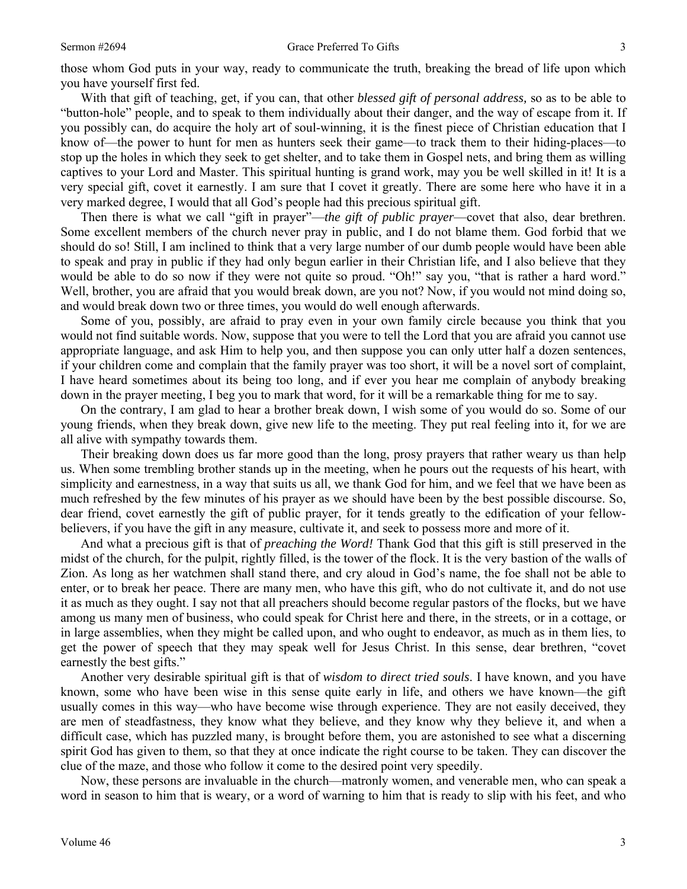those whom God puts in your way, ready to communicate the truth, breaking the bread of life upon which you have yourself first fed.

With that gift of teaching, get, if you can, that other *blessed gift of personal address,* so as to be able to "button-hole" people, and to speak to them individually about their danger, and the way of escape from it. If you possibly can, do acquire the holy art of soul-winning, it is the finest piece of Christian education that I know of—the power to hunt for men as hunters seek their game—to track them to their hiding-places—to stop up the holes in which they seek to get shelter, and to take them in Gospel nets, and bring them as willing captives to your Lord and Master. This spiritual hunting is grand work, may you be well skilled in it! It is a very special gift, covet it earnestly. I am sure that I covet it greatly. There are some here who have it in a very marked degree, I would that all God's people had this precious spiritual gift.

Then there is what we call "gift in prayer"—*the gift of public prayer*—covet that also, dear brethren. Some excellent members of the church never pray in public, and I do not blame them. God forbid that we should do so! Still, I am inclined to think that a very large number of our dumb people would have been able to speak and pray in public if they had only begun earlier in their Christian life, and I also believe that they would be able to do so now if they were not quite so proud. "Oh!" say you, "that is rather a hard word." Well, brother, you are afraid that you would break down, are you not? Now, if you would not mind doing so, and would break down two or three times, you would do well enough afterwards.

Some of you, possibly, are afraid to pray even in your own family circle because you think that you would not find suitable words. Now, suppose that you were to tell the Lord that you are afraid you cannot use appropriate language, and ask Him to help you, and then suppose you can only utter half a dozen sentences, if your children come and complain that the family prayer was too short, it will be a novel sort of complaint, I have heard sometimes about its being too long, and if ever you hear me complain of anybody breaking down in the prayer meeting, I beg you to mark that word, for it will be a remarkable thing for me to say.

On the contrary, I am glad to hear a brother break down, I wish some of you would do so. Some of our young friends, when they break down, give new life to the meeting. They put real feeling into it, for we are all alive with sympathy towards them.

Their breaking down does us far more good than the long, prosy prayers that rather weary us than help us. When some trembling brother stands up in the meeting, when he pours out the requests of his heart, with simplicity and earnestness, in a way that suits us all, we thank God for him, and we feel that we have been as much refreshed by the few minutes of his prayer as we should have been by the best possible discourse. So, dear friend, covet earnestly the gift of public prayer, for it tends greatly to the edification of your fellow-believers, if you have the gift in any measure, cultivate it, and seek to possess more and more of it.

And what a precious gift is that of *preaching the Word!* Thank God that this gift is still preserved in the midst of the church, for the pulpit, rightly filled, is the tower of the flock. It is the very bastion of the walls of Zion. As long as her watchmen shall stand there, and cry aloud in God's name, the foe shall not be able to enter, or to break her peace. There are many men, who have this gift, who do not cultivate it, and do not use it as much as they ought. I say not that all preachers should become regular pastors of the flocks, but we have among us many men of business, who could speak for Christ here and there, in the streets, or in a cottage, or in large assemblies, when they might be called upon, and who ought to endeavor, as much as in them lies, to get the power of speech that they may speak well for Jesus Christ. In this sense, dear brethren, "covet earnestly the best gifts."

Another very desirable spiritual gift is that of *wisdom to direct tried souls*. I have known, and you have known, some who have been wise in this sense quite early in life, and others we have known—the gift usually comes in this way—who have become wise through experience. They are not easily deceived, they are men of steadfastness, they know what they believe, and they know why they believe it, and when a difficult case, which has puzzled many, is brought before them, you are astonished to see what a discerning spirit God has given to them, so that they at once indicate the right course to be taken. They can discover the clue of the maze, and those who follow it come to the desired point very speedily.

Now, these persons are invaluable in the church—matronly women, and venerable men, who can speak a word in season to him that is weary, or a word of warning to him that is ready to slip with his feet, and who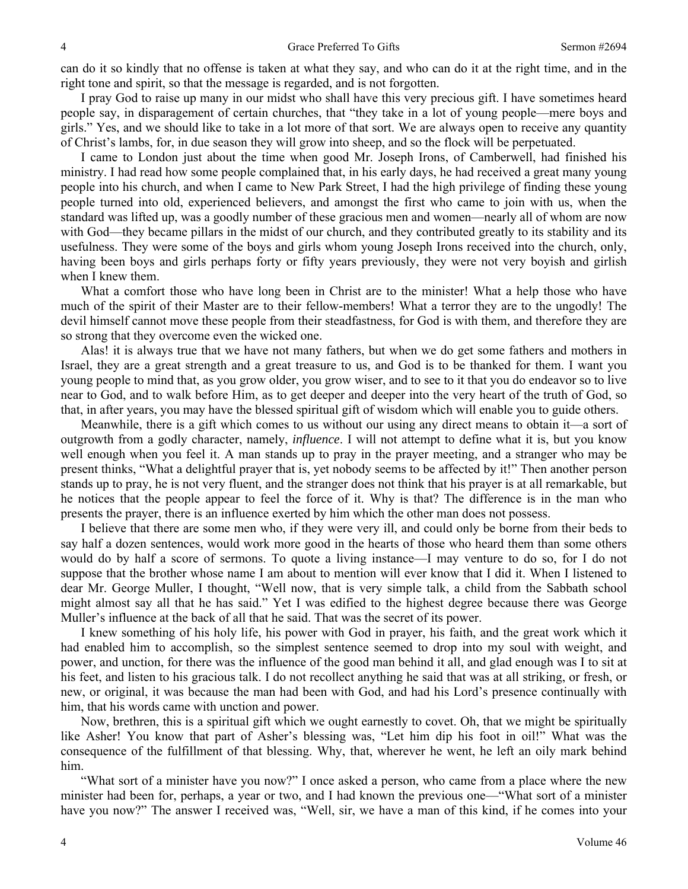can do it so kindly that no offense is taken at what they say, and who can do it at the right time, and in the right tone and spirit, so that the message is regarded, and is not forgotten.

I pray God to raise up many in our midst who shall have this very precious gift. I have sometimes heard people say, in disparagement of certain churches, that "they take in a lot of young people—mere boys and girls." Yes, and we should like to take in a lot more of that sort. We are always open to receive any quantity of Christ's lambs, for, in due season they will grow into sheep, and so the flock will be perpetuated.

I came to London just about the time when good Mr. Joseph Irons, of Camberwell, had finished his ministry. I had read how some people complained that, in his early days, he had received a great many young people into his church, and when I came to New Park Street, I had the high privilege of finding these young people turned into old, experienced believers, and amongst the first who came to join with us, when the standard was lifted up, was a goodly number of these gracious men and women—nearly all of whom are now with God—they became pillars in the midst of our church, and they contributed greatly to its stability and its usefulness. They were some of the boys and girls whom young Joseph Irons received into the church, only, having been boys and girls perhaps forty or fifty years previously, they were not very boyish and girlish when I knew them.

What a comfort those who have long been in Christ are to the minister! What a help those who have much of the spirit of their Master are to their fellow-members! What a terror they are to the ungodly! The devil himself cannot move these people from their steadfastness, for God is with them, and therefore they are so strong that they overcome even the wicked one.

Alas! it is always true that we have not many fathers, but when we do get some fathers and mothers in Israel, they are a great strength and a great treasure to us, and God is to be thanked for them. I want you young people to mind that, as you grow older, you grow wiser, and to see to it that you do endeavor so to live near to God, and to walk before Him, as to get deeper and deeper into the very heart of the truth of God, so that, in after years, you may have the blessed spiritual gift of wisdom which will enable you to guide others.

Meanwhile, there is a gift which comes to us without our using any direct means to obtain it—a sort of outgrowth from a godly character, namely, *influence*. I will not attempt to define what it is, but you know well enough when you feel it. A man stands up to pray in the prayer meeting, and a stranger who may be present thinks, "What a delightful prayer that is, yet nobody seems to be affected by it!" Then another person stands up to pray, he is not very fluent, and the stranger does not think that his prayer is at all remarkable, but he notices that the people appear to feel the force of it. Why is that? The difference is in the man who presents the prayer, there is an influence exerted by him which the other man does not possess.

I believe that there are some men who, if they were very ill, and could only be borne from their beds to say half a dozen sentences, would work more good in the hearts of those who heard them than some others would do by half a score of sermons. To quote a living instance—I may venture to do so, for I do not suppose that the brother whose name I am about to mention will ever know that I did it. When I listened to dear Mr. George Muller, I thought, "Well now, that is very simple talk, a child from the Sabbath school might almost say all that he has said." Yet I was edified to the highest degree because there was George Muller's influence at the back of all that he said. That was the secret of its power.

I knew something of his holy life, his power with God in prayer, his faith, and the great work which it had enabled him to accomplish, so the simplest sentence seemed to drop into my soul with weight, and power, and unction, for there was the influence of the good man behind it all, and glad enough was I to sit at his feet, and listen to his gracious talk. I do not recollect anything he said that was at all striking, or fresh, or new, or original, it was because the man had been with God, and had his Lord's presence continually with him, that his words came with unction and power.

Now, brethren, this is a spiritual gift which we ought earnestly to covet. Oh, that we might be spiritually like Asher! You know that part of Asher's blessing was, "Let him dip his foot in oil!" What was the consequence of the fulfillment of that blessing. Why, that, wherever he went, he left an oily mark behind him.

"What sort of a minister have you now?" I once asked a person, who came from a place where the new minister had been for, perhaps, a year or two, and I had known the previous one—"What sort of a minister have you now?" The answer I received was, "Well, sir, we have a man of this kind, if he comes into your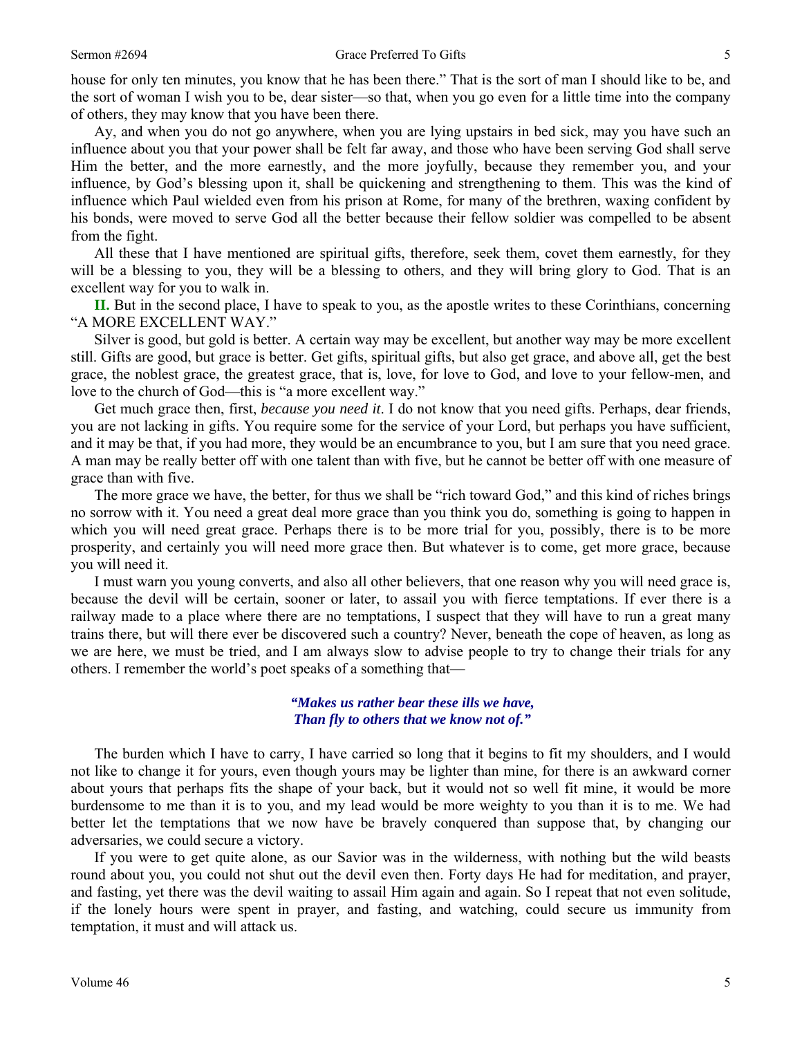house for only ten minutes, you know that he has been there." That is the sort of man I should like to be, and the sort of woman I wish you to be, dear sister—so that, when you go even for a little time into the company of others, they may know that you have been there.

Ay, and when you do not go anywhere, when you are lying upstairs in bed sick, may you have such an influence about you that your power shall be felt far away, and those who have been serving God shall serve Him the better, and the more earnestly, and the more joyfully, because they remember you, and your influence, by God's blessing upon it, shall be quickening and strengthening to them. This was the kind of influence which Paul wielded even from his prison at Rome, for many of the brethren, waxing confident by his bonds, were moved to serve God all the better because their fellow soldier was compelled to be absent from the fight.

All these that I have mentioned are spiritual gifts, therefore, seek them, covet them earnestly, for they will be a blessing to you, they will be a blessing to others, and they will bring glory to God. That is an excellent way for you to walk in.

**II.** But in the second place, I have to speak to you, as the apostle writes to these Corinthians, concerning "A MORE EXCELLENT WAY."

Silver is good, but gold is better. A certain way may be excellent, but another way may be more excellent still. Gifts are good, but grace is better. Get gifts, spiritual gifts, but also get grace, and above all, get the best grace, the noblest grace, the greatest grace, that is, love, for love to God, and love to your fellow-men, and love to the church of God—this is "a more excellent way."

Get much grace then, first, *because you need it*. I do not know that you need gifts. Perhaps, dear friends, you are not lacking in gifts. You require some for the service of your Lord, but perhaps you have sufficient, and it may be that, if you had more, they would be an encumbrance to you, but I am sure that you need grace. A man may be really better off with one talent than with five, but he cannot be better off with one measure of grace than with five.

The more grace we have, the better, for thus we shall be "rich toward God," and this kind of riches brings no sorrow with it. You need a great deal more grace than you think you do, something is going to happen in which you will need great grace. Perhaps there is to be more trial for you, possibly, there is to be more prosperity, and certainly you will need more grace then. But whatever is to come, get more grace, because you will need it.

I must warn you young converts, and also all other believers, that one reason why you will need grace is, because the devil will be certain, sooner or later, to assail you with fierce temptations. If ever there is a railway made to a place where there are no temptations, I suspect that they will have to run a great many trains there, but will there ever be discovered such a country? Never, beneath the cope of heaven, as long as we are here, we must be tried, and I am always slow to advise people to try to change their trials for any others. I remember the world's poet speaks of a something that—

> ***"Makes us rather bear these ills we have,***
> ***Than fly to others that we know not of."***

The burden which I have to carry, I have carried so long that it begins to fit my shoulders, and I would not like to change it for yours, even though yours may be lighter than mine, for there is an awkward corner about yours that perhaps fits the shape of your back, but it would not so well fit mine, it would be more burdensome to me than it is to you, and my lead would be more weighty to you than it is to me. We had better let the temptations that we now have be bravely conquered than suppose that, by changing our adversaries, we could secure a victory.

If you were to get quite alone, as our Savior was in the wilderness, with nothing but the wild beasts round about you, you could not shut out the devil even then. Forty days He had for meditation, and prayer, and fasting, yet there was the devil waiting to assail Him again and again. So I repeat that not even solitude, if the lonely hours were spent in prayer, and fasting, and watching, could secure us immunity from temptation, it must and will attack us.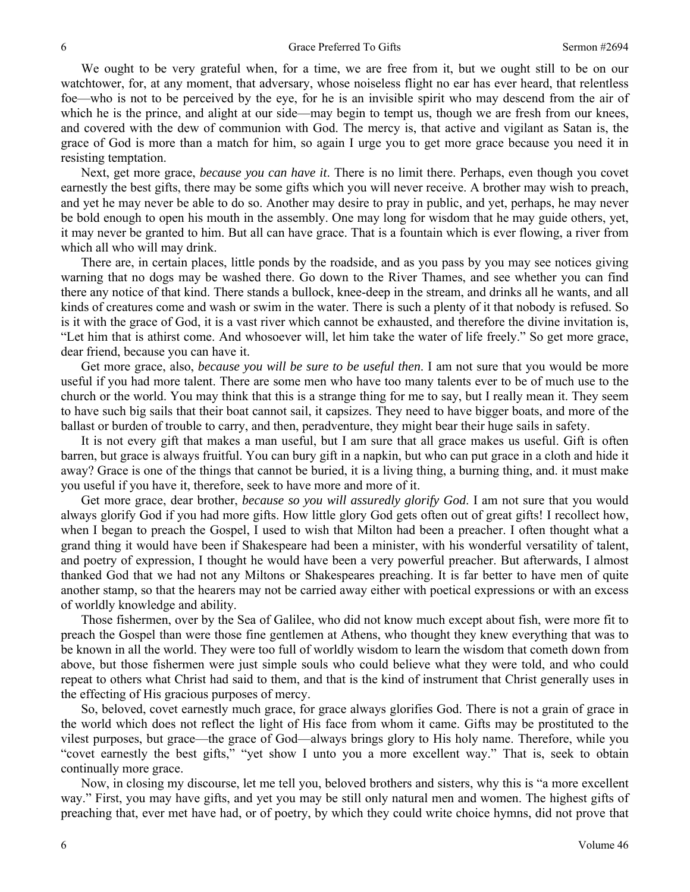We ought to be very grateful when, for a time, we are free from it, but we ought still to be on our watchtower, for, at any moment, that adversary, whose noiseless flight no ear has ever heard, that relentless foe—who is not to be perceived by the eye, for he is an invisible spirit who may descend from the air of which he is the prince, and alight at our side—may begin to tempt us, though we are fresh from our knees, and covered with the dew of communion with God. The mercy is, that active and vigilant as Satan is, the grace of God is more than a match for him, so again I urge you to get more grace because you need it in resisting temptation.

Next, get more grace, *because you can have it*. There is no limit there. Perhaps, even though you covet earnestly the best gifts, there may be some gifts which you will never receive. A brother may wish to preach, and yet he may never be able to do so. Another may desire to pray in public, and yet, perhaps, he may never be bold enough to open his mouth in the assembly. One may long for wisdom that he may guide others, yet, it may never be granted to him. But all can have grace. That is a fountain which is ever flowing, a river from which all who will may drink.

There are, in certain places, little ponds by the roadside, and as you pass by you may see notices giving warning that no dogs may be washed there. Go down to the River Thames, and see whether you can find there any notice of that kind. There stands a bullock, knee-deep in the stream, and drinks all he wants, and all kinds of creatures come and wash or swim in the water. There is such a plenty of it that nobody is refused. So is it with the grace of God, it is a vast river which cannot be exhausted, and therefore the divine invitation is, "Let him that is athirst come. And whosoever will, let him take the water of life freely." So get more grace, dear friend, because you can have it.

Get more grace, also, *because you will be sure to be useful then*. I am not sure that you would be more useful if you had more talent. There are some men who have too many talents ever to be of much use to the church or the world. You may think that this is a strange thing for me to say, but I really mean it. They seem to have such big sails that their boat cannot sail, it capsizes. They need to have bigger boats, and more of the ballast or burden of trouble to carry, and then, peradventure, they might bear their huge sails in safety.

It is not every gift that makes a man useful, but I am sure that all grace makes us useful. Gift is often barren, but grace is always fruitful. You can bury gift in a napkin, but who can put grace in a cloth and hide it away? Grace is one of the things that cannot be buried, it is a living thing, a burning thing, and. it must make you useful if you have it, therefore, seek to have more and more of it.

Get more grace, dear brother, *because so you will assuredly glorify God*. I am not sure that you would always glorify God if you had more gifts. How little glory God gets often out of great gifts! I recollect how, when I began to preach the Gospel, I used to wish that Milton had been a preacher. I often thought what a grand thing it would have been if Shakespeare had been a minister, with his wonderful versatility of talent, and poetry of expression, I thought he would have been a very powerful preacher. But afterwards, I almost thanked God that we had not any Miltons or Shakespeares preaching. It is far better to have men of quite another stamp, so that the hearers may not be carried away either with poetical expressions or with an excess of worldly knowledge and ability.

Those fishermen, over by the Sea of Galilee, who did not know much except about fish, were more fit to preach the Gospel than were those fine gentlemen at Athens, who thought they knew everything that was to be known in all the world. They were too full of worldly wisdom to learn the wisdom that cometh down from above, but those fishermen were just simple souls who could believe what they were told, and who could repeat to others what Christ had said to them, and that is the kind of instrument that Christ generally uses in the effecting of His gracious purposes of mercy.

So, beloved, covet earnestly much grace, for grace always glorifies God. There is not a grain of grace in the world which does not reflect the light of His face from whom it came. Gifts may be prostituted to the vilest purposes, but grace—the grace of God—always brings glory to His holy name. Therefore, while you "covet earnestly the best gifts," "yet show I unto you a more excellent way." That is, seek to obtain continually more grace.

Now, in closing my discourse, let me tell you, beloved brothers and sisters, why this is "a more excellent way." First, you may have gifts, and yet you may be still only natural men and women. The highest gifts of preaching that, ever met have had, or of poetry, by which they could write choice hymns, did not prove that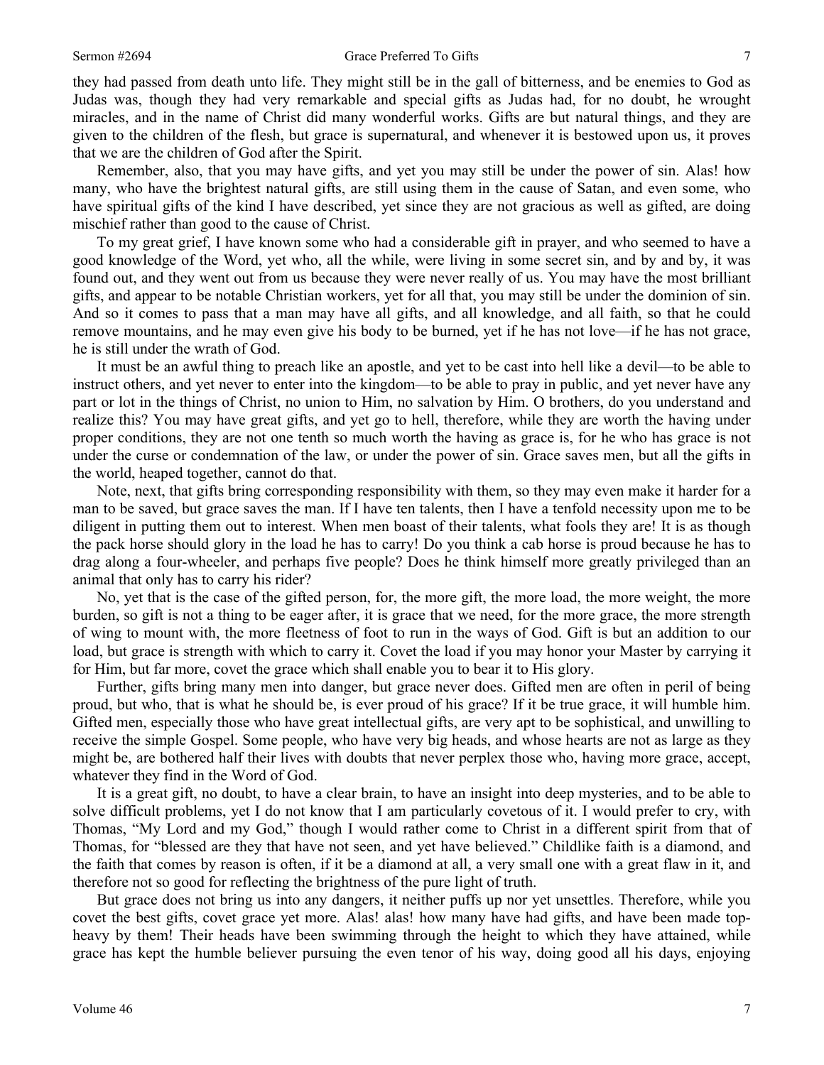they had passed from death unto life. They might still be in the gall of bitterness, and be enemies to God as Judas was, though they had very remarkable and special gifts as Judas had, for no doubt, he wrought miracles, and in the name of Christ did many wonderful works. Gifts are but natural things, and they are given to the children of the flesh, but grace is supernatural, and whenever it is bestowed upon us, it proves that we are the children of God after the Spirit.

Remember, also, that you may have gifts, and yet you may still be under the power of sin. Alas! how many, who have the brightest natural gifts, are still using them in the cause of Satan, and even some, who have spiritual gifts of the kind I have described, yet since they are not gracious as well as gifted, are doing mischief rather than good to the cause of Christ.

To my great grief, I have known some who had a considerable gift in prayer, and who seemed to have a good knowledge of the Word, yet who, all the while, were living in some secret sin, and by and by, it was found out, and they went out from us because they were never really of us. You may have the most brilliant gifts, and appear to be notable Christian workers, yet for all that, you may still be under the dominion of sin. And so it comes to pass that a man may have all gifts, and all knowledge, and all faith, so that he could remove mountains, and he may even give his body to be burned, yet if he has not love—if he has not grace, he is still under the wrath of God.

It must be an awful thing to preach like an apostle, and yet to be cast into hell like a devil—to be able to instruct others, and yet never to enter into the kingdom—to be able to pray in public, and yet never have any part or lot in the things of Christ, no union to Him, no salvation by Him. O brothers, do you understand and realize this? You may have great gifts, and yet go to hell, therefore, while they are worth the having under proper conditions, they are not one tenth so much worth the having as grace is, for he who has grace is not under the curse or condemnation of the law, or under the power of sin. Grace saves men, but all the gifts in the world, heaped together, cannot do that.

Note, next, that gifts bring corresponding responsibility with them, so they may even make it harder for a man to be saved, but grace saves the man. If I have ten talents, then I have a tenfold necessity upon me to be diligent in putting them out to interest. When men boast of their talents, what fools they are! It is as though the pack horse should glory in the load he has to carry! Do you think a cab horse is proud because he has to drag along a four-wheeler, and perhaps five people? Does he think himself more greatly privileged than an animal that only has to carry his rider?

No, yet that is the case of the gifted person, for, the more gift, the more load, the more weight, the more burden, so gift is not a thing to be eager after, it is grace that we need, for the more grace, the more strength of wing to mount with, the more fleetness of foot to run in the ways of God. Gift is but an addition to our load, but grace is strength with which to carry it. Covet the load if you may honor your Master by carrying it for Him, but far more, covet the grace which shall enable you to bear it to His glory.

Further, gifts bring many men into danger, but grace never does. Gifted men are often in peril of being proud, but who, that is what he should be, is ever proud of his grace? If it be true grace, it will humble him. Gifted men, especially those who have great intellectual gifts, are very apt to be sophistical, and unwilling to receive the simple Gospel. Some people, who have very big heads, and whose hearts are not as large as they might be, are bothered half their lives with doubts that never perplex those who, having more grace, accept, whatever they find in the Word of God.

It is a great gift, no doubt, to have a clear brain, to have an insight into deep mysteries, and to be able to solve difficult problems, yet I do not know that I am particularly covetous of it. I would prefer to cry, with Thomas, "My Lord and my God," though I would rather come to Christ in a different spirit from that of Thomas, for "blessed are they that have not seen, and yet have believed." Childlike faith is a diamond, and the faith that comes by reason is often, if it be a diamond at all, a very small one with a great flaw in it, and therefore not so good for reflecting the brightness of the pure light of truth.

But grace does not bring us into any dangers, it neither puffs up nor yet unsettles. Therefore, while you covet the best gifts, covet grace yet more. Alas! alas! how many have had gifts, and have been made top-heavy by them! Their heads have been swimming through the height to which they have attained, while grace has kept the humble believer pursuing the even tenor of his way, doing good all his days, enjoying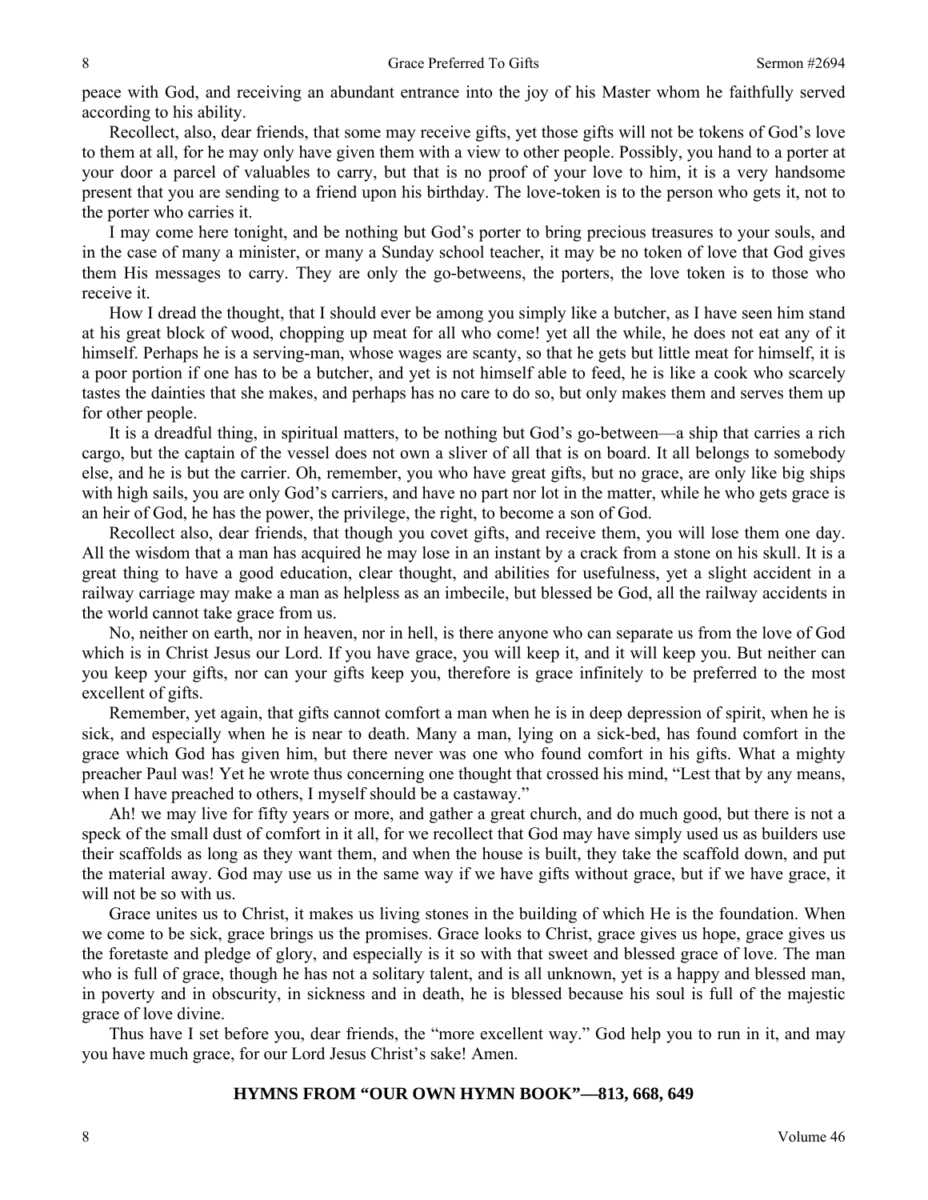peace with God, and receiving an abundant entrance into the joy of his Master whom he faithfully served according to his ability.

Recollect, also, dear friends, that some may receive gifts, yet those gifts will not be tokens of God's love to them at all, for he may only have given them with a view to other people. Possibly, you hand to a porter at your door a parcel of valuables to carry, but that is no proof of your love to him, it is a very handsome present that you are sending to a friend upon his birthday. The love-token is to the person who gets it, not to the porter who carries it.

I may come here tonight, and be nothing but God's porter to bring precious treasures to your souls, and in the case of many a minister, or many a Sunday school teacher, it may be no token of love that God gives them His messages to carry. They are only the go-betweens, the porters, the love token is to those who receive it.

How I dread the thought, that I should ever be among you simply like a butcher, as I have seen him stand at his great block of wood, chopping up meat for all who come! yet all the while, he does not eat any of it himself. Perhaps he is a serving-man, whose wages are scanty, so that he gets but little meat for himself, it is a poor portion if one has to be a butcher, and yet is not himself able to feed, he is like a cook who scarcely tastes the dainties that she makes, and perhaps has no care to do so, but only makes them and serves them up for other people.

It is a dreadful thing, in spiritual matters, to be nothing but God's go-between—a ship that carries a rich cargo, but the captain of the vessel does not own a sliver of all that is on board. It all belongs to somebody else, and he is but the carrier. Oh, remember, you who have great gifts, but no grace, are only like big ships with high sails, you are only God's carriers, and have no part nor lot in the matter, while he who gets grace is an heir of God, he has the power, the privilege, the right, to become a son of God.

Recollect also, dear friends, that though you covet gifts, and receive them, you will lose them one day. All the wisdom that a man has acquired he may lose in an instant by a crack from a stone on his skull. It is a great thing to have a good education, clear thought, and abilities for usefulness, yet a slight accident in a railway carriage may make a man as helpless as an imbecile, but blessed be God, all the railway accidents in the world cannot take grace from us.

No, neither on earth, nor in heaven, nor in hell, is there anyone who can separate us from the love of God which is in Christ Jesus our Lord. If you have grace, you will keep it, and it will keep you. But neither can you keep your gifts, nor can your gifts keep you, therefore is grace infinitely to be preferred to the most excellent of gifts.

Remember, yet again, that gifts cannot comfort a man when he is in deep depression of spirit, when he is sick, and especially when he is near to death. Many a man, lying on a sick-bed, has found comfort in the grace which God has given him, but there never was one who found comfort in his gifts. What a mighty preacher Paul was! Yet he wrote thus concerning one thought that crossed his mind, "Lest that by any means, when I have preached to others, I myself should be a castaway."

Ah! we may live for fifty years or more, and gather a great church, and do much good, but there is not a speck of the small dust of comfort in it all, for we recollect that God may have simply used us as builders use their scaffolds as long as they want them, and when the house is built, they take the scaffold down, and put the material away. God may use us in the same way if we have gifts without grace, but if we have grace, it will not be so with us.

Grace unites us to Christ, it makes us living stones in the building of which He is the foundation. When we come to be sick, grace brings us the promises. Grace looks to Christ, grace gives us hope, grace gives us the foretaste and pledge of glory, and especially is it so with that sweet and blessed grace of love. The man who is full of grace, though he has not a solitary talent, and is all unknown, yet is a happy and blessed man, in poverty and in obscurity, in sickness and in death, he is blessed because his soul is full of the majestic grace of love divine.

Thus have I set before you, dear friends, the "more excellent way." God help you to run in it, and may you have much grace, for our Lord Jesus Christ's sake! Amen.

**HYMNS FROM "OUR OWN HYMN BOOK"—813, 668, 649**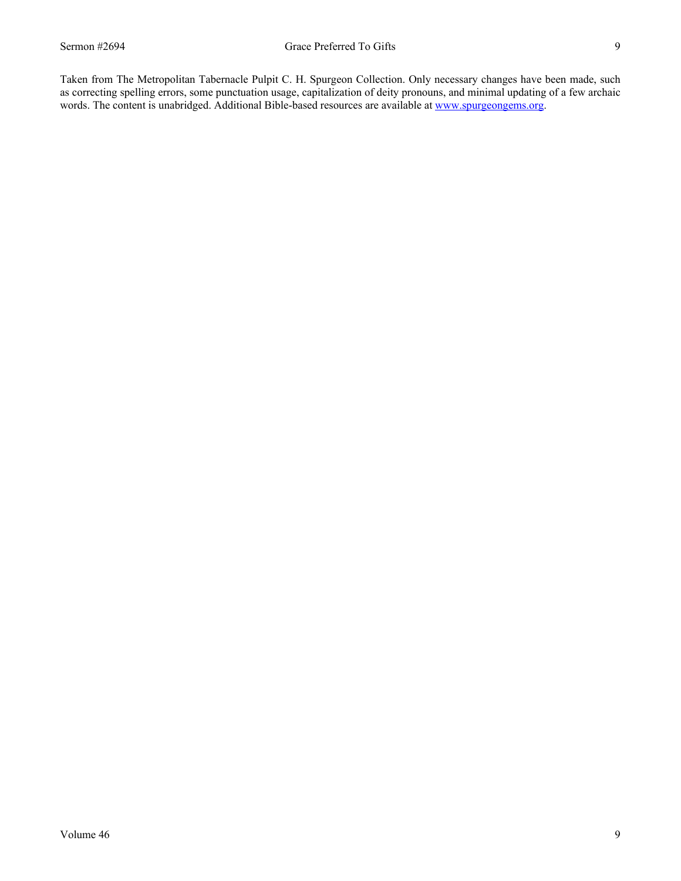Taken from The Metropolitan Tabernacle Pulpit C. H. Spurgeon Collection. Only necessary changes have been made, such as correcting spelling errors, some punctuation usage, capitalization of deity pronouns, and minimal updating of a few archaic words. The content is unabridged. Additional Bible-based resources are available at www.spurgeongems.org.